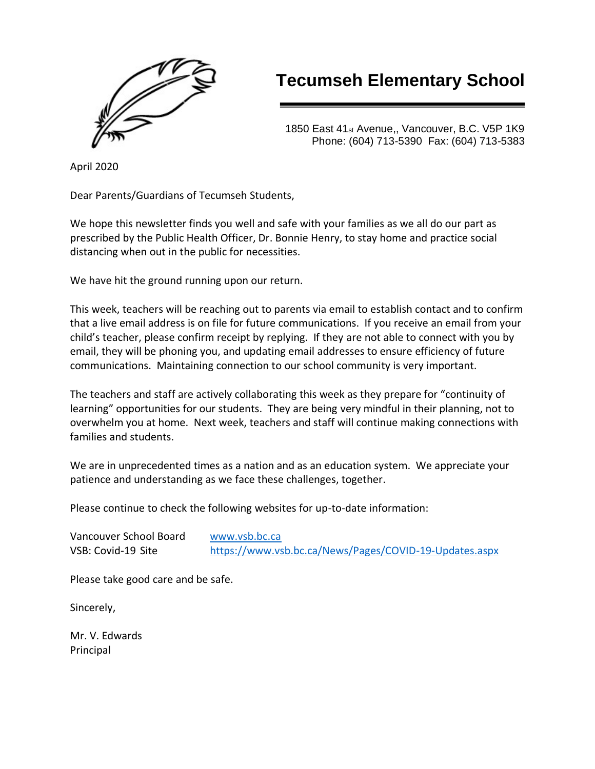# Tecumseh Elementary School

1850 East 41st Avenue,, Vancouver, B.C. V5P 1K9
Phone: (604) 713-5390 Fax: (604) 713-5383

April 2020

Dear Parents/Guardians of Tecumseh Students,

We hope this newsletter finds you well and safe with your families as we all do our part as prescribed by the Public Health Officer, Dr. Bonnie Henry, to stay home and practice social distancing when out in the public for necessities.

We have hit the ground running upon our return.

This week, teachers will be reaching out to parents via email to establish contact and to confirm that a live email address is on file for future communications. If you receive an email from your child's teacher, please confirm receipt by replying. If they are not able to connect with you by email, they will be phoning you, and updating email addresses to ensure efficiency of future communications. Maintaining connection to our school community is very important.

The teachers and staff are actively collaborating this week as they prepare for "continuity of learning" opportunities for our students. They are being very mindful in their planning, not to overwhelm you at home. Next week, teachers and staff will continue making connections with families and students.

We are in unprecedented times as a nation and as an education system. We appreciate your patience and understanding as we face these challenges, together.

Please continue to check the following websites for up-to-date information:

| | |
|---|---|
| Vancouver School Board | www.vsb.bc.ca |
| VSB: Covid-19 Site | https://www.vsb.bc.ca/News/Pages/COVID-19-Updates.aspx |

Please take good care and be safe.

Sincerely,

Mr. V. Edwards
Principal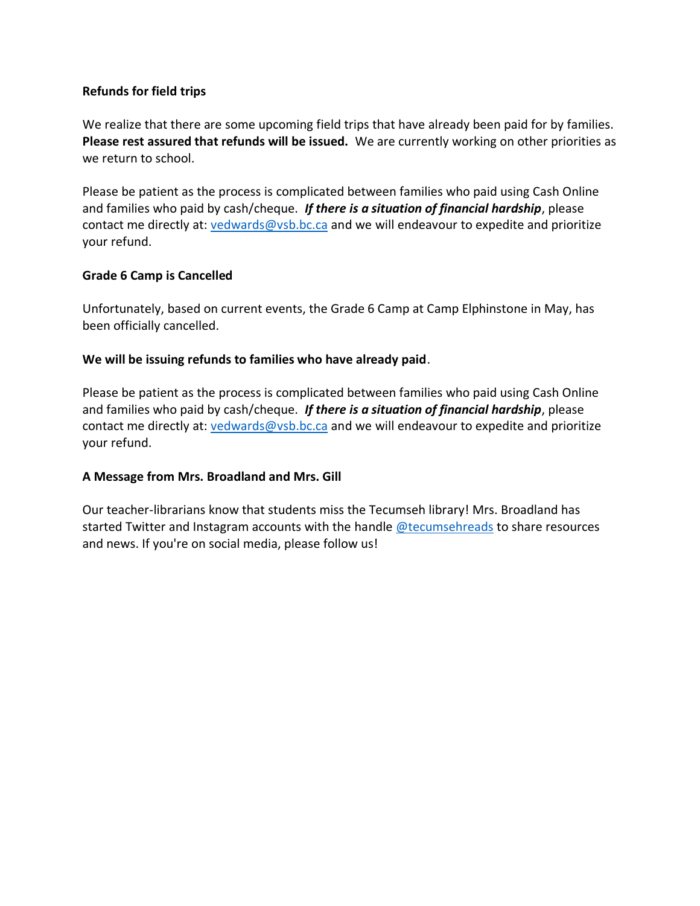**Refunds for field trips**

We realize that there are some upcoming field trips that have already been paid for by families. **Please rest assured that refunds will be issued.** We are currently working on other priorities as we return to school.

Please be patient as the process is complicated between families who paid using Cash Online and families who paid by cash/cheque. ***If there is a situation of financial hardship***, please contact me directly at: vedwards@vsb.bc.ca and we will endeavour to expedite and prioritize your refund.

**Grade 6 Camp is Cancelled**

Unfortunately, based on current events, the Grade 6 Camp at Camp Elphinstone in May, has been officially cancelled.

**We will be issuing refunds to families who have already paid**.

Please be patient as the process is complicated between families who paid using Cash Online and families who paid by cash/cheque. ***If there is a situation of financial hardship***, please contact me directly at: vedwards@vsb.bc.ca and we will endeavour to expedite and prioritize your refund.

**A Message from Mrs. Broadland and Mrs. Gill**

Our teacher-librarians know that students miss the Tecumseh library! Mrs. Broadland has started Twitter and Instagram accounts with the handle @tecumsehreads to share resources and news. If you're on social media, please follow us!